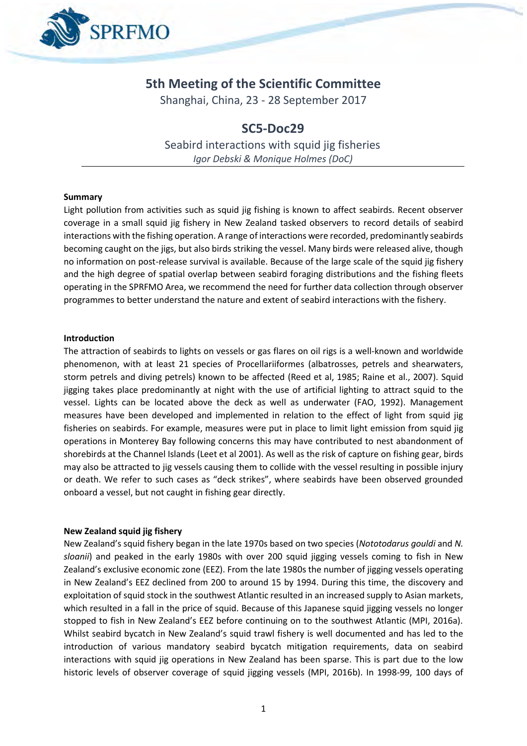# 5th Meeting of the Scientific Committee

Shanghai, China, 23 - 28 September 2017

## SC5-Doc29

Seabird interactions with squid jig fisheries

*Igor Debski & Monique Holmes (DoC)*

---

**Summary**

Light pollution from activities such as squid jig fishing is known to affect seabirds. Recent observer coverage in a small squid jig fishery in New Zealand tasked observers to record details of seabird interactions with the fishing operation. A range of interactions were recorded, predominantly seabirds becoming caught on the jigs, but also birds striking the vessel. Many birds were released alive, though no information on post-release survival is available. Because of the large scale of the squid jig fishery and the high degree of spatial overlap between seabird foraging distributions and the fishing fleets operating in the SPRFMO Area, we recommend the need for further data collection through observer programmes to better understand the nature and extent of seabird interactions with the fishery.

**Introduction**

The attraction of seabirds to lights on vessels or gas flares on oil rigs is a well-known and worldwide phenomenon, with at least 21 species of Procellariiformes (albatrosses, petrels and shearwaters, storm petrels and diving petrels) known to be affected (Reed et al, 1985; Raine et al., 2007). Squid jigging takes place predominantly at night with the use of artificial lighting to attract squid to the vessel. Lights can be located above the deck as well as underwater (FAO, 1992). Management measures have been developed and implemented in relation to the effect of light from squid jig fisheries on seabirds. For example, measures were put in place to limit light emission from squid jig operations in Monterey Bay following concerns this may have contributed to nest abandonment of shorebirds at the Channel Islands (Leet et al 2001). As well as the risk of capture on fishing gear, birds may also be attracted to jig vessels causing them to collide with the vessel resulting in possible injury or death. We refer to such cases as "deck strikes", where seabirds have been observed grounded onboard a vessel, but not caught in fishing gear directly.

**New Zealand squid jig fishery**

New Zealand's squid fishery began in the late 1970s based on two species (*Nototodarus gouldi* and *N. sloanii*) and peaked in the early 1980s with over 200 squid jigging vessels coming to fish in New Zealand's exclusive economic zone (EEZ). From the late 1980s the number of jigging vessels operating in New Zealand's EEZ declined from 200 to around 15 by 1994. During this time, the discovery and exploitation of squid stock in the southwest Atlantic resulted in an increased supply to Asian markets, which resulted in a fall in the price of squid. Because of this Japanese squid jigging vessels no longer stopped to fish in New Zealand's EEZ before continuing on to the southwest Atlantic (MPI, 2016a). Whilst seabird bycatch in New Zealand's squid trawl fishery is well documented and has led to the introduction of various mandatory seabird bycatch mitigation requirements, data on seabird interactions with squid jig operations in New Zealand has been sparse. This is part due to the low historic levels of observer coverage of squid jigging vessels (MPI, 2016b). In 1998-99, 100 days of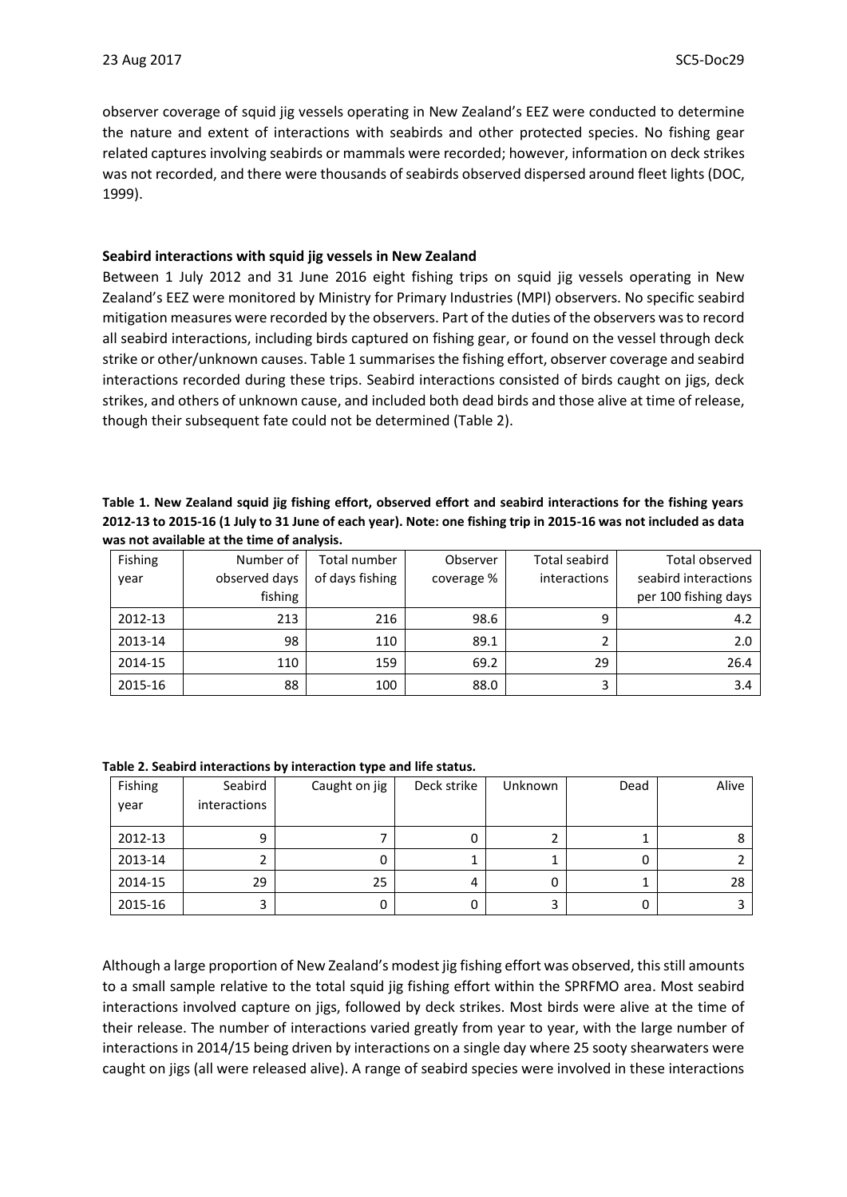observer coverage of squid jig vessels operating in New Zealand's EEZ were conducted to determine the nature and extent of interactions with seabirds and other protected species. No fishing gear related captures involving seabirds or mammals were recorded; however, information on deck strikes was not recorded, and there were thousands of seabirds observed dispersed around fleet lights (DOC, 1999).

**Seabird interactions with squid jig vessels in New Zealand**

Between 1 July 2012 and 31 June 2016 eight fishing trips on squid jig vessels operating in New Zealand's EEZ were monitored by Ministry for Primary Industries (MPI) observers. No specific seabird mitigation measures were recorded by the observers. Part of the duties of the observers was to record all seabird interactions, including birds captured on fishing gear, or found on the vessel through deck strike or other/unknown causes. Table 1 summarises the fishing effort, observer coverage and seabird interactions recorded during these trips. Seabird interactions consisted of birds caught on jigs, deck strikes, and others of unknown cause, and included both dead birds and those alive at time of release, though their subsequent fate could not be determined (Table 2).

**Table 1. New Zealand squid jig fishing effort, observed effort and seabird interactions for the fishing years 2012-13 to 2015-16 (1 July to 31 June of each year). Note: one fishing trip in 2015-16 was not included as data was not available at the time of analysis.**

| Fishing year | Number of observed days fishing | Total number of days fishing | Observer coverage % | Total seabird interactions | Total observed seabird interactions per 100 fishing days |
|---|---|---|---|---|---|
| 2012-13 | 213 | 216 | 98.6 | 9 | 4.2 |
| 2013-14 | 98 | 110 | 89.1 | 2 | 2.0 |
| 2014-15 | 110 | 159 | 69.2 | 29 | 26.4 |
| 2015-16 | 88 | 100 | 88.0 | 3 | 3.4 |

**Table 2. Seabird interactions by interaction type and life status.**

| Fishing year | Seabird interactions | Caught on jig | Deck strike | Unknown | Dead | Alive |
|---|---|---|---|---|---|---|
| 2012-13 | 9 | 7 | 0 | 2 | 1 | 8 |
| 2013-14 | 2 | 0 | 1 | 1 | 0 | 2 |
| 2014-15 | 29 | 25 | 4 | 0 | 1 | 28 |
| 2015-16 | 3 | 0 | 0 | 3 | 0 | 3 |

Although a large proportion of New Zealand's modest jig fishing effort was observed, this still amounts to a small sample relative to the total squid jig fishing effort within the SPRFMO area. Most seabird interactions involved capture on jigs, followed by deck strikes. Most birds were alive at the time of their release. The number of interactions varied greatly from year to year, with the large number of interactions in 2014/15 being driven by interactions on a single day where 25 sooty shearwaters were caught on jigs (all were released alive). A range of seabird species were involved in these interactions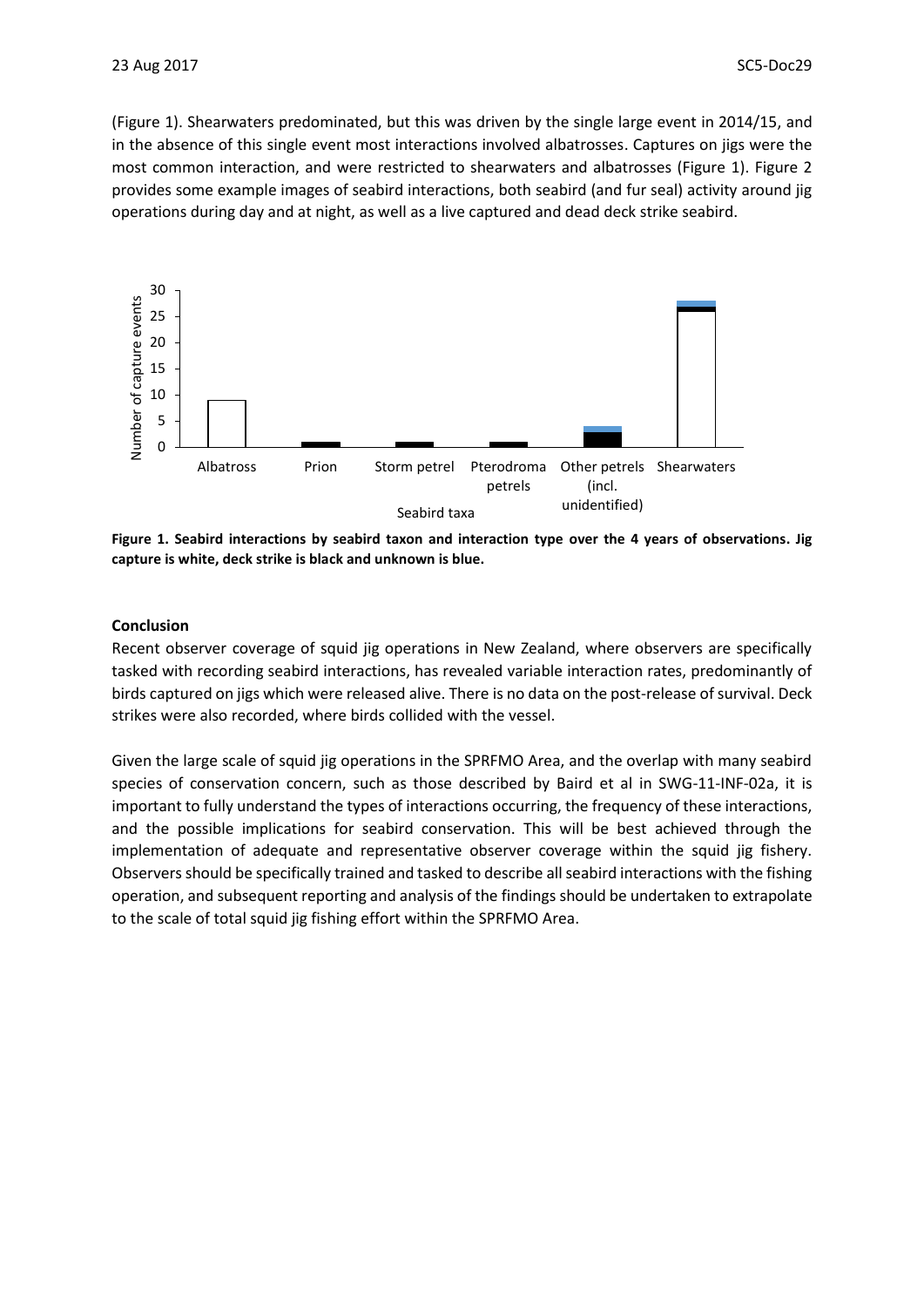(Figure 1). Shearwaters predominated, but this was driven by the single large event in 2014/15, and in the absence of this single event most interactions involved albatrosses. Captures on jigs were the most common interaction, and were restricted to shearwaters and albatrosses (Figure 1). Figure 2 provides some example images of seabird interactions, both seabird (and fur seal) activity around jig operations during day and at night, as well as a live captured and dead deck strike seabird.

**Figure 1. Seabird interactions by seabird taxon and interaction type over the 4 years of observations. Jig capture is white, deck strike is black and unknown is blue.**

## Conclusion

Recent observer coverage of squid jig operations in New Zealand, where observers are specifically tasked with recording seabird interactions, has revealed variable interaction rates, predominantly of birds captured on jigs which were released alive. There is no data on the post-release of survival. Deck strikes were also recorded, where birds collided with the vessel.

Given the large scale of squid jig operations in the SPRFMO Area, and the overlap with many seabird species of conservation concern, such as those described by Baird et al in SWG-11-INF-02a, it is important to fully understand the types of interactions occurring, the frequency of these interactions, and the possible implications for seabird conservation. This will be best achieved through the implementation of adequate and representative observer coverage within the squid jig fishery. Observers should be specifically trained and tasked to describe all seabird interactions with the fishing operation, and subsequent reporting and analysis of the findings should be undertaken to extrapolate to the scale of total squid jig fishing effort within the SPRFMO Area.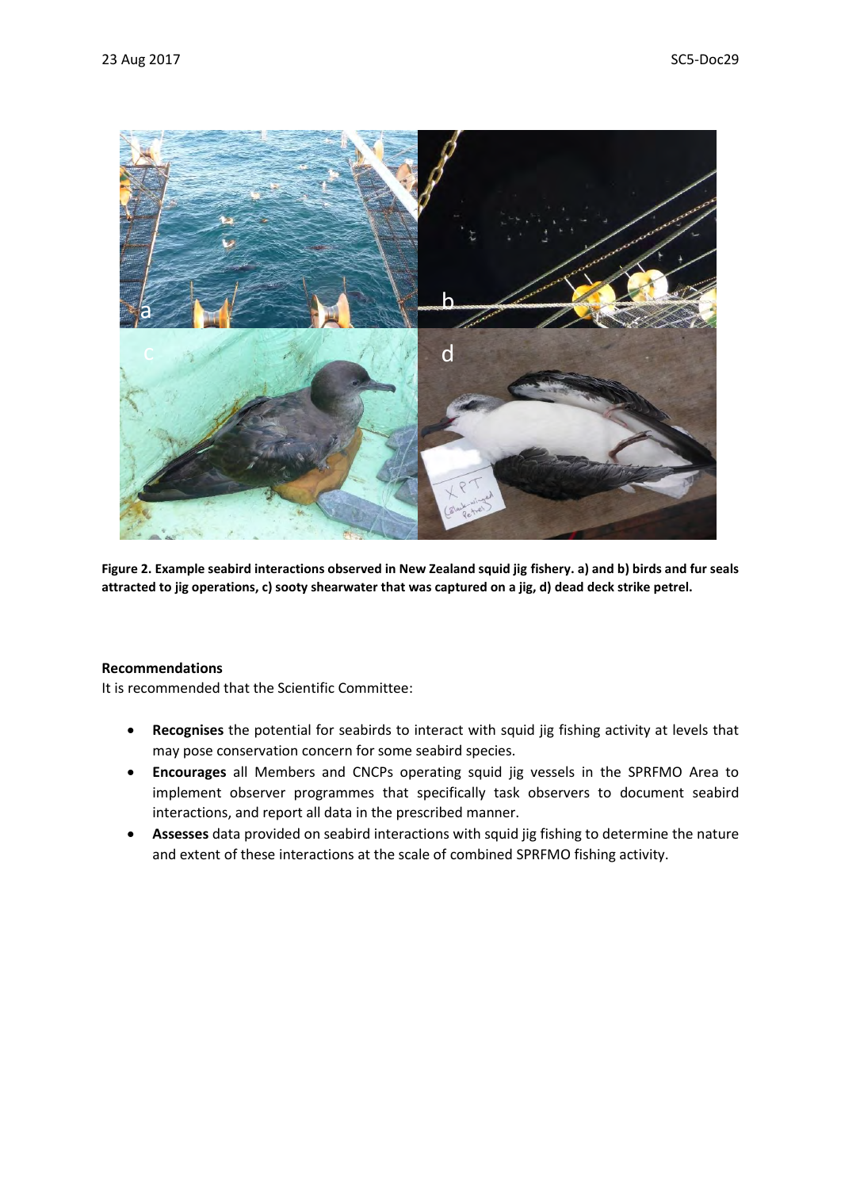**Figure 2. Example seabird interactions observed in New Zealand squid jig fishery. a) and b) birds and fur seals attracted to jig operations, c) sooty shearwater that was captured on a jig, d) dead deck strike petrel.**

**Recommendations**

It is recommended that the Scientific Committee:

- **Recognises** the potential for seabirds to interact with squid jig fishing activity at levels that may pose conservation concern for some seabird species.
- **Encourages** all Members and CNCPs operating squid jig vessels in the SPRFMO Area to implement observer programmes that specifically task observers to document seabird interactions, and report all data in the prescribed manner.
- **Assesses** data provided on seabird interactions with squid jig fishing to determine the nature and extent of these interactions at the scale of combined SPRFMO fishing activity.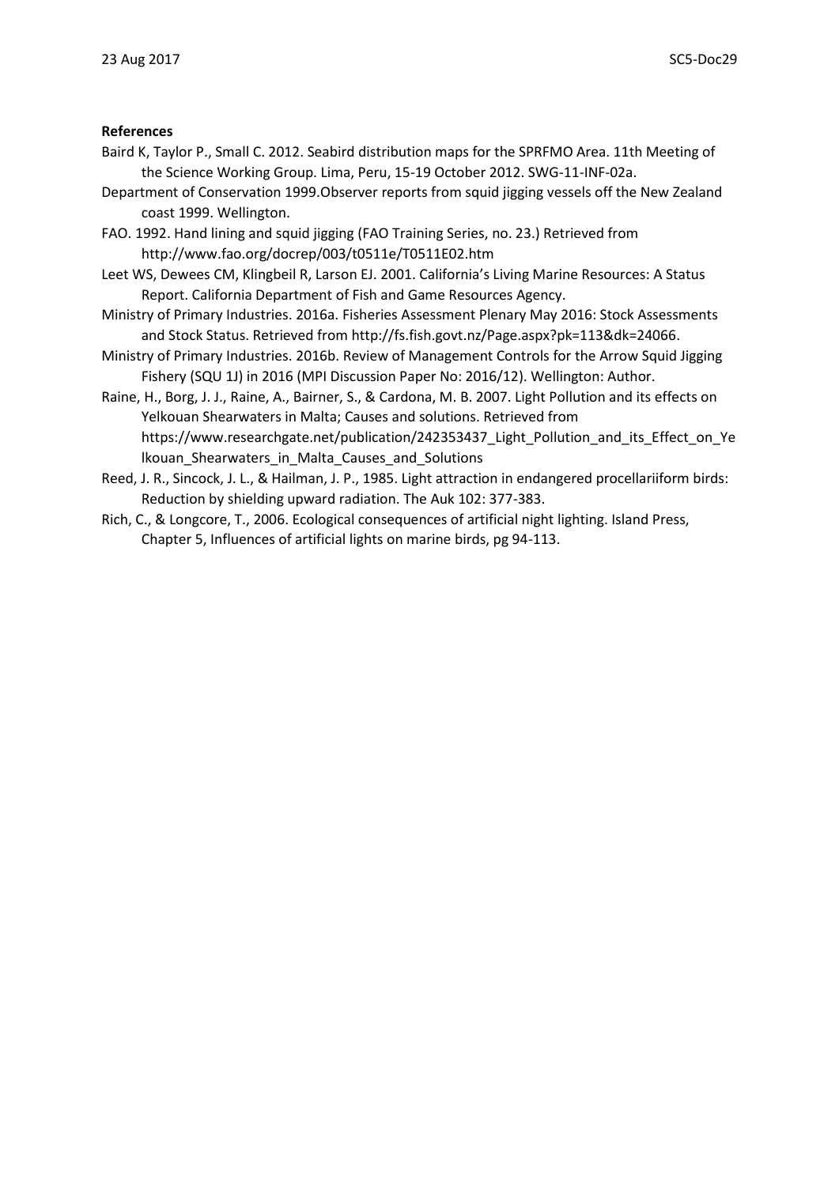**References**

Baird K, Taylor P., Small C. 2012. Seabird distribution maps for the SPRFMO Area. 11th Meeting of the Science Working Group. Lima, Peru, 15-19 October 2012. SWG-11-INF-02a.

Department of Conservation 1999.Observer reports from squid jigging vessels off the New Zealand coast 1999. Wellington.

FAO. 1992. Hand lining and squid jigging (FAO Training Series, no. 23.) Retrieved from http://www.fao.org/docrep/003/t0511e/T0511E02.htm

Leet WS, Dewees CM, Klingbeil R, Larson EJ. 2001. California's Living Marine Resources: A Status Report. California Department of Fish and Game Resources Agency.

Ministry of Primary Industries. 2016a. Fisheries Assessment Plenary May 2016: Stock Assessments and Stock Status. Retrieved from http://fs.fish.govt.nz/Page.aspx?pk=113&dk=24066.

Ministry of Primary Industries. 2016b. Review of Management Controls for the Arrow Squid Jigging Fishery (SQU 1J) in 2016 (MPI Discussion Paper No: 2016/12). Wellington: Author.

Raine, H., Borg, J. J., Raine, A., Bairner, S., & Cardona, M. B. 2007. Light Pollution and its effects on Yelkouan Shearwaters in Malta; Causes and solutions. Retrieved from https://www.researchgate.net/publication/242353437_Light_Pollution_and_its_Effect_on_Yelkouan_Shearwaters_in_Malta_Causes_and_Solutions

Reed, J. R., Sincock, J. L., & Hailman, J. P., 1985. Light attraction in endangered procellariiform birds: Reduction by shielding upward radiation. The Auk 102: 377-383.

Rich, C., & Longcore, T., 2006. Ecological consequences of artificial night lighting. Island Press, Chapter 5, Influences of artificial lights on marine birds, pg 94-113.